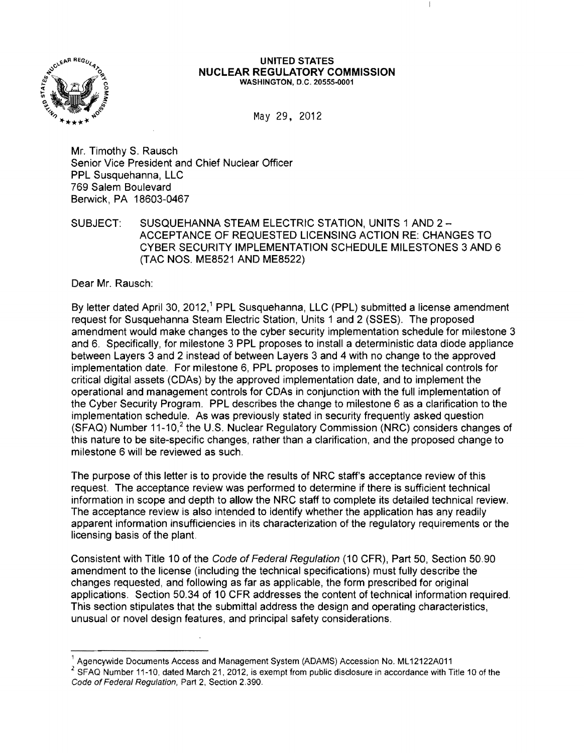**UNITED STATES**
**NUCLEAR REGULATORY COMMISSION**
WASHINGTON, D.C. 20555-0001

May 29, 2012

Mr. Timothy S. Rausch
Senior Vice President and Chief Nuclear Officer
PPL Susquehanna, LLC
769 Salem Boulevard
Berwick, PA 18603-0467

SUBJECT: SUSQUEHANNA STEAM ELECTRIC STATION, UNITS 1 AND 2 – ACCEPTANCE OF REQUESTED LICENSING ACTION RE: CHANGES TO CYBER SECURITY IMPLEMENTATION SCHEDULE MILESTONES 3 AND 6 (TAC NOS. ME8521 AND ME8522)

Dear Mr. Rausch:

By letter dated April 30, 2012,[1] PPL Susquehanna, LLC (PPL) submitted a license amendment request for Susquehanna Steam Electric Station, Units 1 and 2 (SSES). The proposed amendment would make changes to the cyber security implementation schedule for milestone 3 and 6. Specifically, for milestone 3 PPL proposes to install a deterministic data diode appliance between Layers 3 and 2 instead of between Layers 3 and 4 with no change to the approved implementation date. For milestone 6, PPL proposes to implement the technical controls for critical digital assets (CDAs) by the approved implementation date, and to implement the operational and management controls for CDAs in conjunction with the full implementation of the Cyber Security Program. PPL describes the change to milestone 6 as a clarification to the implementation schedule. As was previously stated in security frequently asked question (SFAQ) Number 11-10,[2] the U.S. Nuclear Regulatory Commission (NRC) considers changes of this nature to be site-specific changes, rather than a clarification, and the proposed change to milestone 6 will be reviewed as such.

The purpose of this letter is to provide the results of NRC staff's acceptance review of this request. The acceptance review was performed to determine if there is sufficient technical information in scope and depth to allow the NRC staff to complete its detailed technical review. The acceptance review is also intended to identify whether the application has any readily apparent information insufficiencies in its characterization of the regulatory requirements or the licensing basis of the plant.

Consistent with Title 10 of the *Code of Federal Regulation* (10 CFR), Part 50, Section 50.90 amendment to the license (including the technical specifications) must fully describe the changes requested, and following as far as applicable, the form prescribed for original applications. Section 50.34 of 10 CFR addresses the content of technical information required. This section stipulates that the submittal address the design and operating characteristics, unusual or novel design features, and principal safety considerations.

---

[1] Agencywide Documents Access and Management System (ADAMS) Accession No. ML12122A011

[2] SFAQ Number 11-10, dated March 21, 2012, is exempt from public disclosure in accordance with Title 10 of the *Code of Federal Regulation*, Part 2, Section 2.390.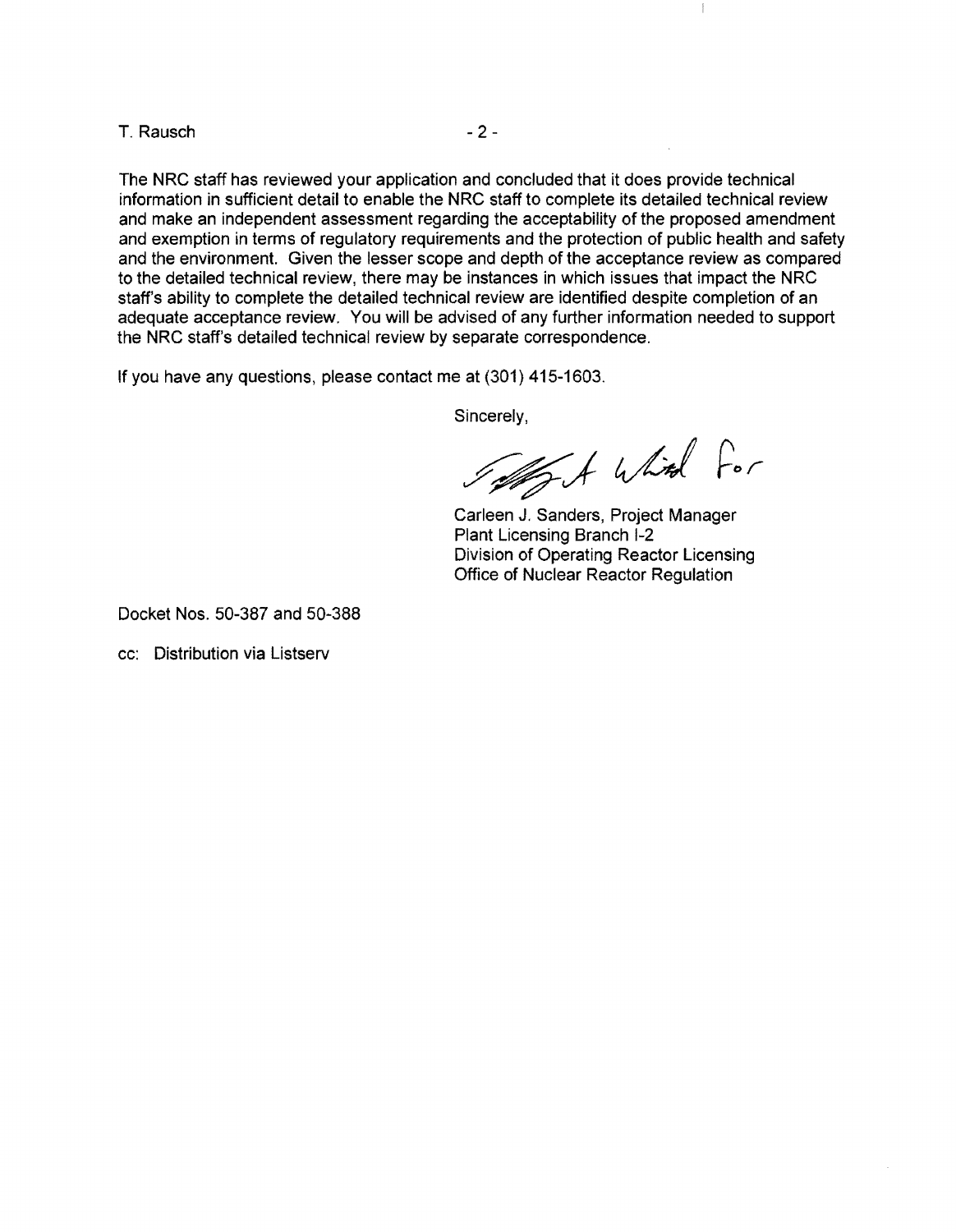The NRC staff has reviewed your application and concluded that it does provide technical information in sufficient detail to enable the NRC staff to complete its detailed technical review and make an independent assessment regarding the acceptability of the proposed amendment and exemption in terms of regulatory requirements and the protection of public health and safety and the environment. Given the lesser scope and depth of the acceptance review as compared to the detailed technical review, there may be instances in which issues that impact the NRC staff's ability to complete the detailed technical review are identified despite completion of an adequate acceptance review. You will be advised of any further information needed to support the NRC staff's detailed technical review by separate correspondence.

If you have any questions, please contact me at (301) 415-1603.

Sincerely,

Jeffrey A. Whited For

Carleen J. Sanders, Project Manager
Plant Licensing Branch I-2
Division of Operating Reactor Licensing
Office of Nuclear Reactor Regulation

Docket Nos. 50-387 and 50-388

cc: Distribution via Listserv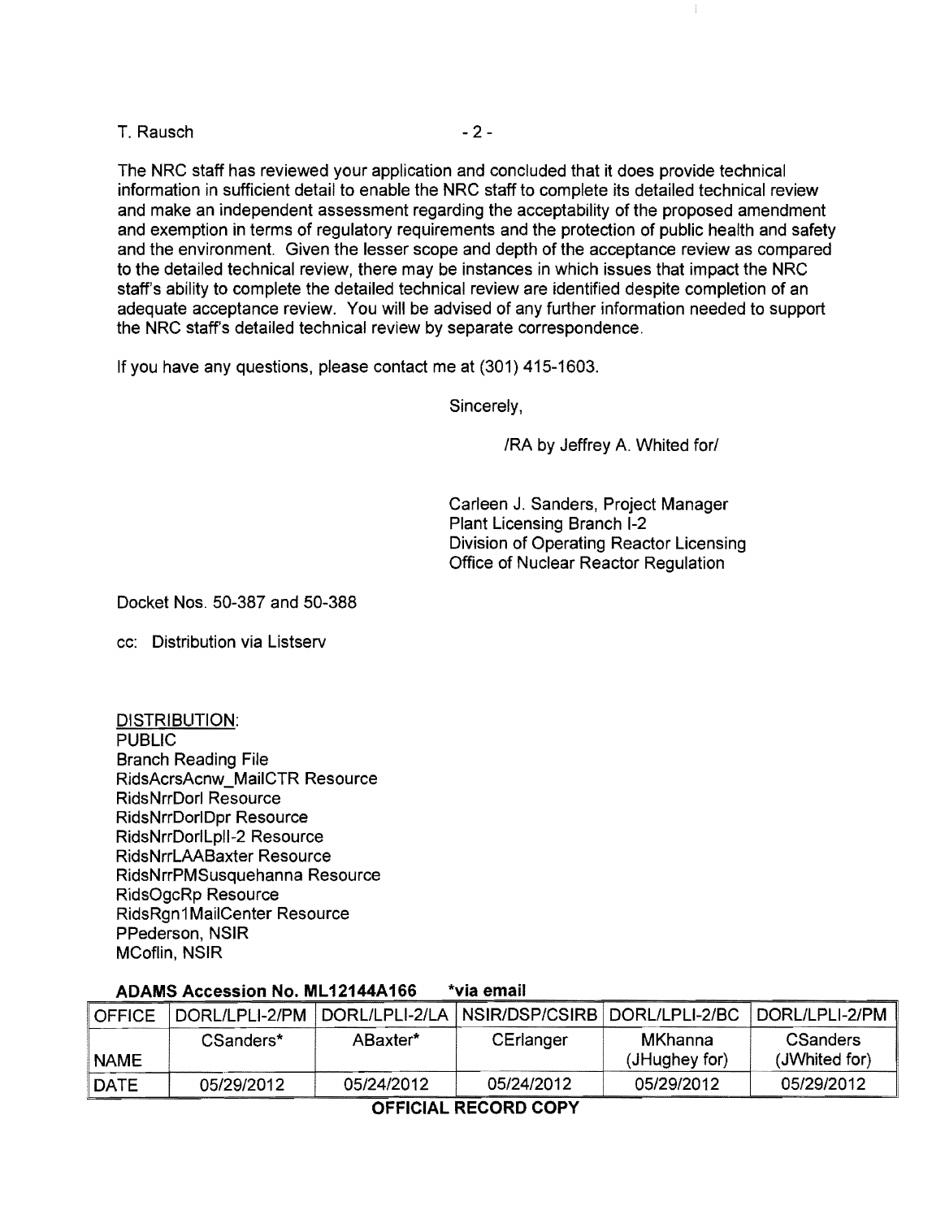The NRC staff has reviewed your application and concluded that it does provide technical information in sufficient detail to enable the NRC staff to complete its detailed technical review and make an independent assessment regarding the acceptability of the proposed amendment and exemption in terms of regulatory requirements and the protection of public health and safety and the environment. Given the lesser scope and depth of the acceptance review as compared to the detailed technical review, there may be instances in which issues that impact the NRC staff's ability to complete the detailed technical review are identified despite completion of an adequate acceptance review. You will be advised of any further information needed to support the NRC staff's detailed technical review by separate correspondence.

If you have any questions, please contact me at (301) 415-1603.

Sincerely,

/RA by Jeffrey A. Whited for/

Carleen J. Sanders, Project Manager
Plant Licensing Branch I-2
Division of Operating Reactor Licensing
Office of Nuclear Reactor Regulation

Docket Nos. 50-387 and 50-388

cc: Distribution via Listserv

DISTRIBUTION:
PUBLIC
Branch Reading File
RidsAcrsAcnw_MailCTR Resource
RidsNrrDorl Resource
RidsNrrDorlDpr Resource
RidsNrrDorlLpll-2 Resource
RidsNrrLAABaxter Resource
RidsNrrPMSusquehanna Resource
RidsOgcRp Resource
RidsRgn1MailCenter Resource
PPederson, NSIR
MCoflin, NSIR

**ADAMS Accession No. ML12144A166** *via email

| OFFICE | DORL/LPLI-2/PM | DORL/LPLI-2/LA | NSIR/DSP/CSIRB | DORL/LPLI-2/BC | DORL/LPLI-2/PM |
|---|---|---|---|---|---|
| NAME | CSanders* | ABaxter* | CErlanger | MKhanna (JHughey for) | CSanders (JWhited for) |
| DATE | 05/29/2012 | 05/24/2012 | 05/24/2012 | 05/29/2012 | 05/29/2012 |

**OFFICIAL RECORD COPY**